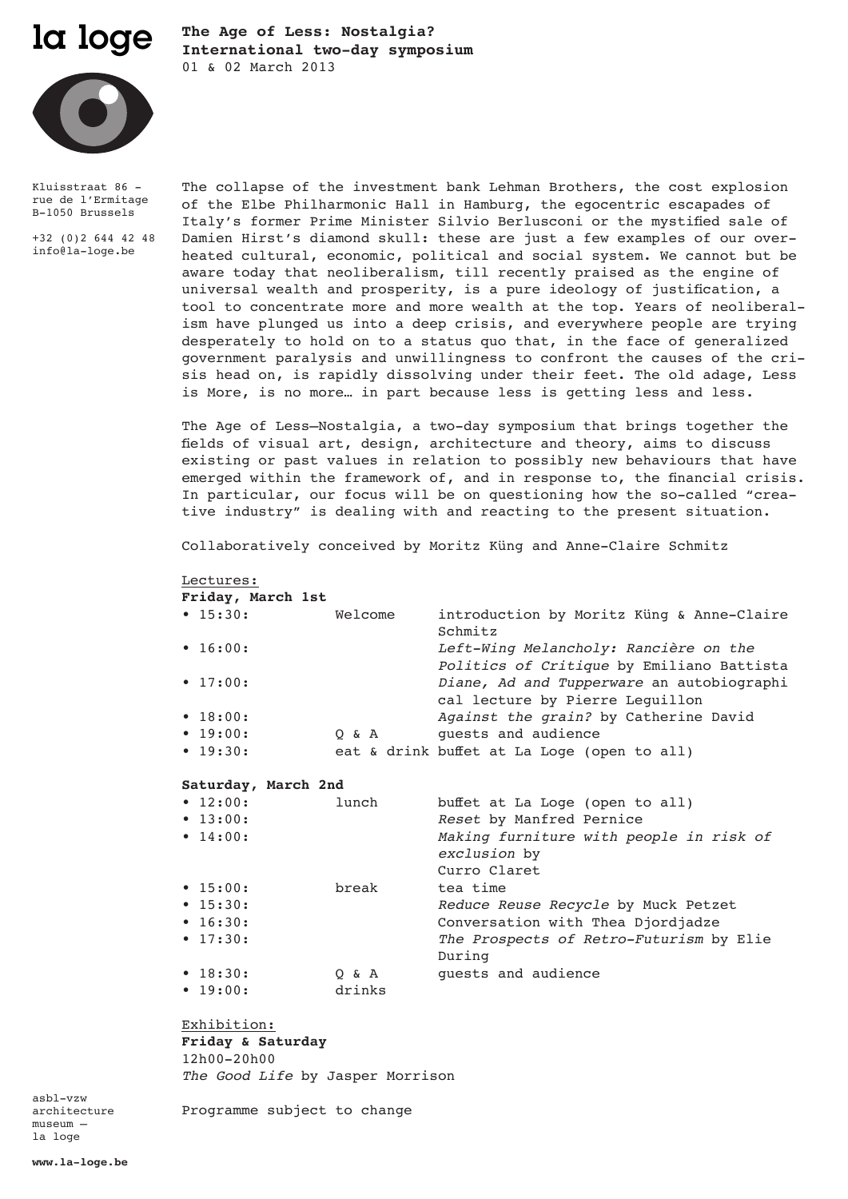la loge

# The Age of Less: Nostalgia?

**International two-day symposium**

01 & 02 March 2013

Kluisstraat 86 -
rue de l'Ermitage
B-1050 Brussels

+32 (0)2 644 42 48
info@la-loge.be

The collapse of the investment bank Lehman Brothers, the cost explosion of the Elbe Philharmonic Hall in Hamburg, the egocentric escapades of Italy's former Prime Minister Silvio Berlusconi or the mystified sale of Damien Hirst's diamond skull: these are just a few examples of our overheated cultural, economic, political and social system. We cannot but be aware today that neoliberalism, till recently praised as the engine of universal wealth and prosperity, is a pure ideology of justification, a tool to concentrate more and more wealth at the top. Years of neoliberalism have plunged us into a deep crisis, and everywhere people are trying desperately to hold on to a status quo that, in the face of generalized government paralysis and unwillingness to confront the causes of the crisis head on, is rapidly dissolving under their feet. The old adage, Less is More, is no more… in part because less is getting less and less.

The Age of Less—Nostalgia, a two-day symposium that brings together the fields of visual art, design, architecture and theory, aims to discuss existing or past values in relation to possibly new behaviours that have emerged within the framework of, and in response to, the financial crisis. In particular, our focus will be on questioning how the so-called "creative industry" is dealing with and reacting to the present situation.

Collaboratively conceived by Moritz Küng and Anne-Claire Schmitz

Lectures:

**Friday, March 1st**

- 15:30: Welcome — introduction by Moritz Küng & Anne-Claire Schmitz
- 16:00: *Left-Wing Melancholy: Rancière on the Politics of Critique* by Emiliano Battista
- 17:00: *Diane, Ad and Tupperware* an autobiographical lecture by Pierre Leguillon
- 18:00: *Against the grain?* by Catherine David
- 19:00: Q & A — guests and audience
- 19:30: eat & drink buffet at La Loge (open to all)

**Saturday, March 2nd**

- 12:00: lunch — buffet at La Loge (open to all)
- 13:00: *Reset* by Manfred Pernice
- 14:00: *Making furniture with people in risk of exclusion* by Curro Claret
- 15:00: break — tea time
- 15:30: *Reduce Reuse Recycle* by Muck Petzet
- 16:30: Conversation with Thea Djordjadze
- 17:30: *The Prospects of Retro-Futurism* by Elie During
- 18:30: Q & A — guests and audience
- 19:00: drinks

Exhibition:

**Friday & Saturday**

12h00–20h00

*The Good Life* by Jasper Morrison

Programme subject to change

asbl-vzw
architecture
museum —
la loge

**www.la-loge.be**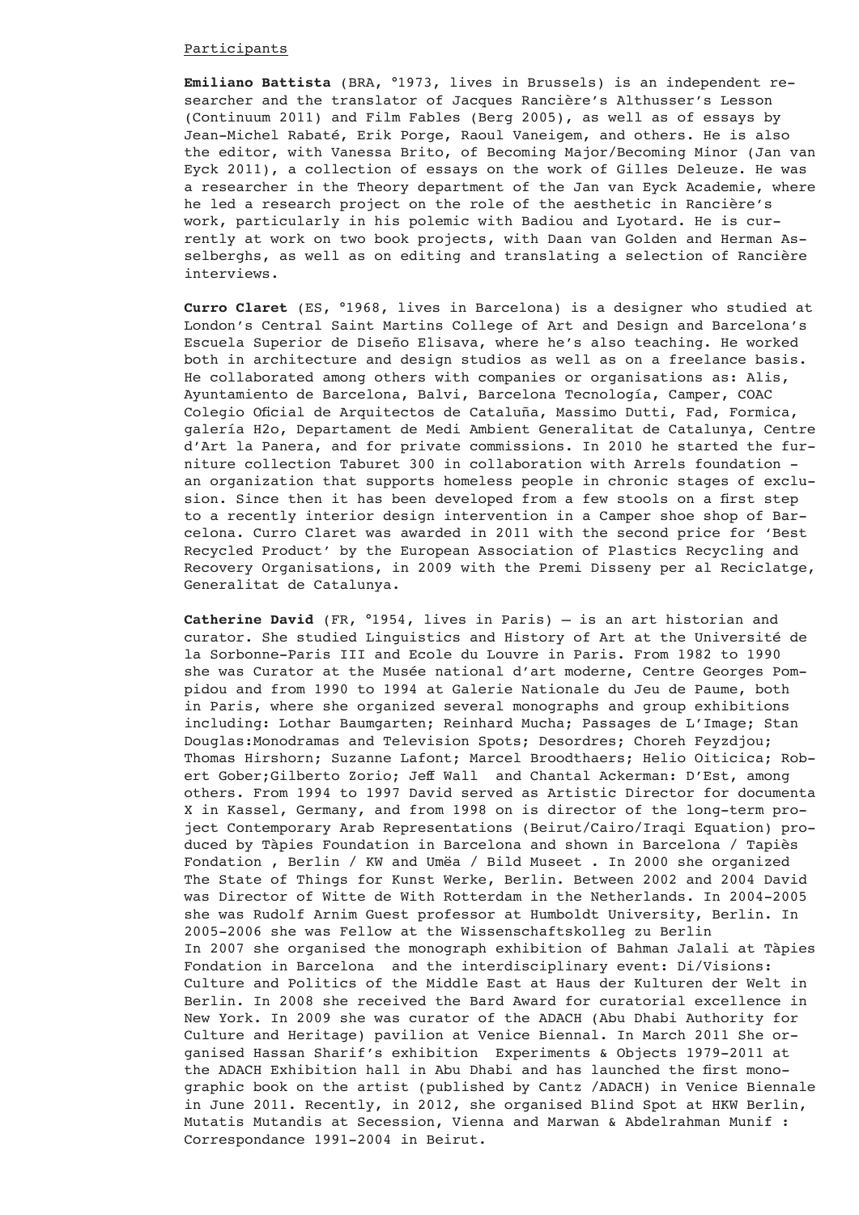Participants

**Emiliano Battista** (BRA, °1973, lives in Brussels) is an independent researcher and the translator of Jacques Rancière's Althusser's Lesson (Continuum 2011) and Film Fables (Berg 2005), as well as of essays by Jean-Michel Rabaté, Erik Porge, Raoul Vaneigem, and others. He is also the editor, with Vanessa Brito, of Becoming Major/Becoming Minor (Jan van Eyck 2011), a collection of essays on the work of Gilles Deleuze. He was a researcher in the Theory department of the Jan van Eyck Academie, where he led a research project on the role of the aesthetic in Rancière's work, particularly in his polemic with Badiou and Lyotard. He is currently at work on two book projects, with Daan van Golden and Herman Asselberghs, as well as on editing and translating a selection of Rancière interviews.

**Curro Claret** (ES, °1968, lives in Barcelona) is a designer who studied at London's Central Saint Martins College of Art and Design and Barcelona's Escuela Superior de Diseño Elisava, where he's also teaching. He worked both in architecture and design studios as well as on a freelance basis. He collaborated among others with companies or organisations as: Alis, Ayuntamiento de Barcelona, Balvi, Barcelona Tecnología, Camper, COAC Colegio Oficial de Arquitectos de Cataluña, Massimo Dutti, Fad, Formica, galería H2o, Departament de Medi Ambient Generalitat de Catalunya, Centre d'Art la Panera, and for private commissions. In 2010 he started the furniture collection Taburet 300 in collaboration with Arrels foundation - an organization that supports homeless people in chronic stages of exclusion. Since then it has been developed from a few stools on a first step to a recently interior design intervention in a Camper shoe shop of Barcelona. Curro Claret was awarded in 2011 with the second price for 'Best Recycled Product' by the European Association of Plastics Recycling and Recovery Organisations, in 2009 with the Premi Disseny per al Reciclatge, Generalitat de Catalunya.

**Catherine David** (FR, °1954, lives in Paris) – is an art historian and curator. She studied Linguistics and History of Art at the Université de la Sorbonne-Paris III and Ecole du Louvre in Paris. From 1982 to 1990 she was Curator at the Musée national d'art moderne, Centre Georges Pompidou and from 1990 to 1994 at Galerie Nationale du Jeu de Paume, both in Paris, where she organized several monographs and group exhibitions including: Lothar Baumgarten; Reinhard Mucha; Passages de L'Image; Stan Douglas:Monodramas and Television Spots; Desordres; Choreh Feyzdjou; Thomas Hirshorn; Suzanne Lafont; Marcel Broodthaers; Helio Oiticica; Robert Gober;Gilberto Zorio; Jeff Wall and Chantal Ackerman: D'Est, among others. From 1994 to 1997 David served as Artistic Director for documenta X in Kassel, Germany, and from 1998 on is director of the long-term project Contemporary Arab Representations (Beirut/Cairo/Iraqi Equation) produced by Tàpies Foundation in Barcelona and shown in Barcelona / Tapiès Fondation , Berlin / KW and Umëa / Bild Museet . In 2000 she organized The State of Things for Kunst Werke, Berlin. Between 2002 and 2004 David was Director of Witte de With Rotterdam in the Netherlands. In 2004-2005 she was Rudolf Arnim Guest professor at Humboldt University, Berlin. In 2005-2006 she was Fellow at the Wissenschaftskolleg zu Berlin
In 2007 she organised the monograph exhibition of Bahman Jalali at Tàpies Fondation in Barcelona and the interdisciplinary event: Di/Visions: Culture and Politics of the Middle East at Haus der Kulturen der Welt in Berlin. In 2008 she received the Bard Award for curatorial excellence in New York. In 2009 she was curator of the ADACH (Abu Dhabi Authority for Culture and Heritage) pavilion at Venice Biennal. In March 2011 She organised Hassan Sharif's exhibition Experiments & Objects 1979-2011 at the ADACH Exhibition hall in Abu Dhabi and has launched the first monographic book on the artist (published by Cantz /ADACH) in Venice Biennale in June 2011. Recently, in 2012, she organised Blind Spot at HKW Berlin, Mutatis Mutandis at Secession, Vienna and Marwan & Abdelrahman Munif : Correspondance 1991-2004 in Beirut.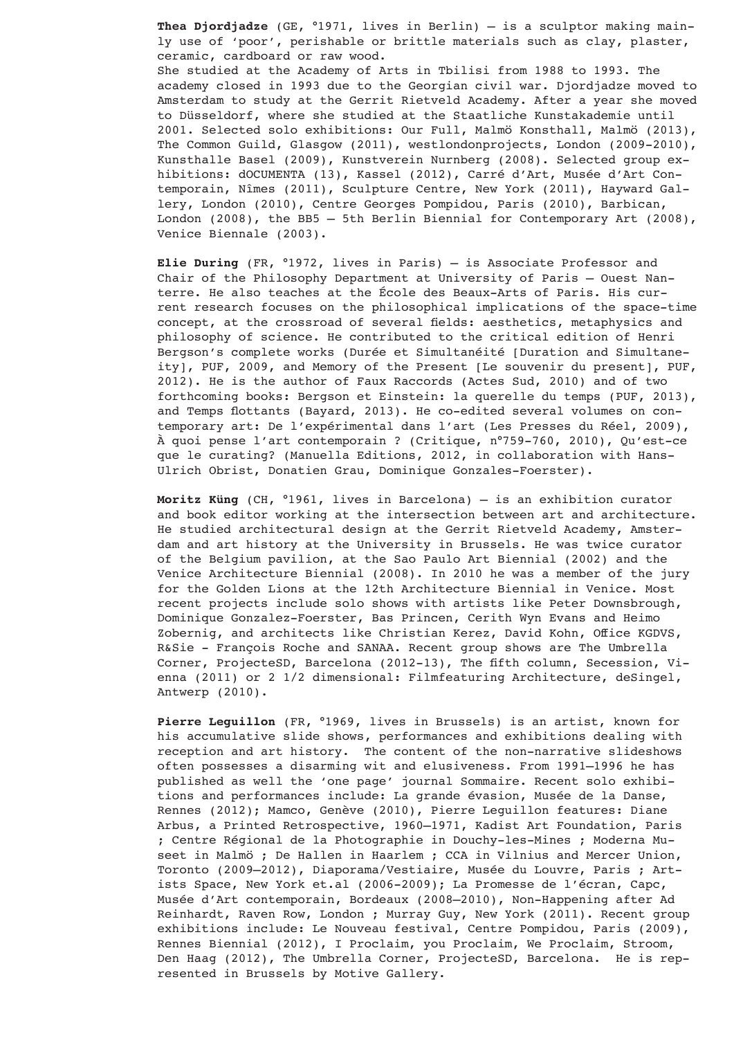**Thea Djordjadze** (GE, °1971, lives in Berlin) – is a sculptor making mainly use of 'poor', perishable or brittle materials such as clay, plaster, ceramic, cardboard or raw wood.
She studied at the Academy of Arts in Tbilisi from 1988 to 1993. The academy closed in 1993 due to the Georgian civil war. Djordjadze moved to Amsterdam to study at the Gerrit Rietveld Academy. After a year she moved to Düsseldorf, where she studied at the Staatliche Kunstakademie until 2001. Selected solo exhibitions: Our Full, Malmö Konsthall, Malmö (2013), The Common Guild, Glasgow (2011), westlondonprojects, London (2009-2010), Kunsthalle Basel (2009), Kunstverein Nurnberg (2008). Selected group exhibitions: dOCUMENTA (13), Kassel (2012), Carré d'Art, Musée d'Art Contemporain, Nîmes (2011), Sculpture Centre, New York (2011), Hayward Gallery, London (2010), Centre Georges Pompidou, Paris (2010), Barbican, London (2008), the BB5 – 5th Berlin Biennial for Contemporary Art (2008), Venice Biennale (2003).

**Elie During** (FR, °1972, lives in Paris) – is Associate Professor and Chair of the Philosophy Department at University of Paris – Ouest Nanterre. He also teaches at the École des Beaux-Arts of Paris. His current research focuses on the philosophical implications of the space-time concept, at the crossroad of several fields: aesthetics, metaphysics and philosophy of science. He contributed to the critical edition of Henri Bergson's complete works (Durée et Simultanéité [Duration and Simultaneity], PUF, 2009, and Memory of the Present [Le souvenir du present], PUF, 2012). He is the author of Faux Raccords (Actes Sud, 2010) and of two forthcoming books: Bergson et Einstein: la querelle du temps (PUF, 2013), and Temps flottants (Bayard, 2013). He co-edited several volumes on contemporary art: De l'expérimental dans l'art (Les Presses du Réel, 2009), À quoi pense l'art contemporain ? (Critique, n°759-760, 2010), Qu'est-ce que le curating? (Manuella Editions, 2012, in collaboration with Hans-Ulrich Obrist, Donatien Grau, Dominique Gonzales-Foerster).

**Moritz Küng** (CH, °1961, lives in Barcelona) – is an exhibition curator and book editor working at the intersection between art and architecture. He studied architectural design at the Gerrit Rietveld Academy, Amsterdam and art history at the University in Brussels. He was twice curator of the Belgium pavilion, at the Sao Paulo Art Biennial (2002) and the Venice Architecture Biennial (2008). In 2010 he was a member of the jury for the Golden Lions at the 12th Architecture Biennial in Venice. Most recent projects include solo shows with artists like Peter Downsbrough, Dominique Gonzalez-Foerster, Bas Princen, Cerith Wyn Evans and Heimo Zobernig, and architects like Christian Kerez, David Kohn, Office KGDVS, R&Sie - François Roche and SANAA. Recent group shows are The Umbrella Corner, ProjecteSD, Barcelona (2012-13), The fifth column, Secession, Vienna (2011) or 2 1/2 dimensional: Filmfeaturing Architecture, deSingel, Antwerp (2010).

**Pierre Leguillon** (FR, °1969, lives in Brussels) is an artist, known for his accumulative slide shows, performances and exhibitions dealing with reception and art history. The content of the non-narrative slideshows often possesses a disarming wit and elusiveness. From 1991–1996 he has published as well the 'one page' journal Sommaire. Recent solo exhibitions and performances include: La grande évasion, Musée de la Danse, Rennes (2012); Mamco, Genève (2010), Pierre Leguillon features: Diane Arbus, a Printed Retrospective, 1960–1971, Kadist Art Foundation, Paris ; Centre Régional de la Photographie in Douchy-les-Mines ; Moderna Museet in Malmö ; De Hallen in Haarlem ; CCA in Vilnius and Mercer Union, Toronto (2009–2012), Diaporama/Vestiaire, Musée du Louvre, Paris ; Artists Space, New York et.al (2006-2009); La Promesse de l'écran, Capc, Musée d'Art contemporain, Bordeaux (2008–2010), Non-Happening after Ad Reinhardt, Raven Row, London ; Murray Guy, New York (2011). Recent group exhibitions include: Le Nouveau festival, Centre Pompidou, Paris (2009), Rennes Biennial (2012), I Proclaim, you Proclaim, We Proclaim, Stroom, Den Haag (2012), The Umbrella Corner, ProjecteSD, Barcelona. He is represented in Brussels by Motive Gallery.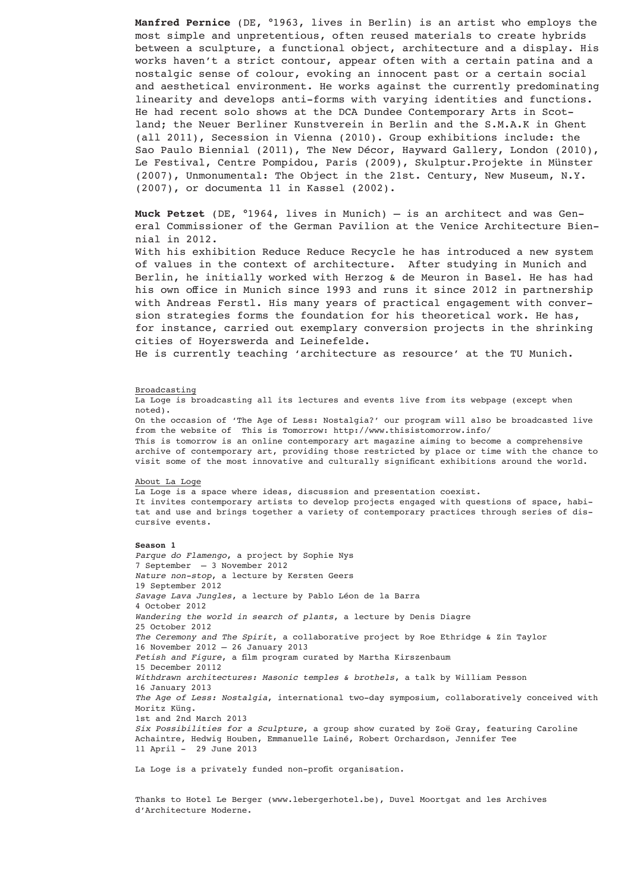**Manfred Pernice** (DE, °1963, lives in Berlin) is an artist who employs the most simple and unpretentious, often reused materials to create hybrids between a sculpture, a functional object, architecture and a display. His works haven't a strict contour, appear often with a certain patina and a nostalgic sense of colour, evoking an innocent past or a certain social and aesthetical environment. He works against the currently predominating linearity and develops anti-forms with varying identities and functions. He had recent solo shows at the DCA Dundee Contemporary Arts in Scotland; the Neuer Berliner Kunstverein in Berlin and the S.M.A.K in Ghent (all 2011), Secession in Vienna (2010). Group exhibitions include: the Sao Paulo Biennial (2011), The New Décor, Hayward Gallery, London (2010), Le Festival, Centre Pompidou, Paris (2009), Skulptur.Projekte in Münster (2007), Unmonumental: The Object in the 21st. Century, New Museum, N.Y. (2007), or documenta 11 in Kassel (2002).

**Muck Petzet** (DE, °1964, lives in Munich) – is an architect and was General Commissioner of the German Pavilion at the Venice Architecture Biennial in 2012.
With his exhibition Reduce Reduce Recycle he has introduced a new system of values in the context of architecture. After studying in Munich and Berlin, he initially worked with Herzog & de Meuron in Basel. He has had his own office in Munich since 1993 and runs it since 2012 in partnership with Andreas Ferstl. His many years of practical engagement with conversion strategies forms the foundation for his theoretical work. He has, for instance, carried out exemplary conversion projects in the shrinking cities of Hoyerswerda and Leinefelde.
He is currently teaching 'architecture as resource' at the TU Munich.

<u>Broadcasting</u>
La Loge is broadcasting all its lectures and events live from its webpage (except when noted).
On the occasion of 'The Age of Less: Nostalgia?' our program will also be broadcasted live from the website of This is Tomorrow: http://www.thisistomorrow.info/
This is tomorrow is an online contemporary art magazine aiming to become a comprehensive archive of contemporary art, providing those restricted by place or time with the chance to visit some of the most innovative and culturally significant exhibitions around the world.

<u>About La Loge</u>
La Loge is a space where ideas, discussion and presentation coexist.
It invites contemporary artists to develop projects engaged with questions of space, habitat and use and brings together a variety of contemporary practices through series of discursive events.

**Season 1**
*Parque do Flamengo*, a project by Sophie Nys
7 September – 3 November 2012
*Nature non-stop*, a lecture by Kersten Geers
19 September 2012
*Savage Lava Jungles*, a lecture by Pablo Léon de la Barra
4 October 2012
*Wandering the world in search of plants*, a lecture by Denis Diagre
25 October 2012
*The Ceremony and The Spirit*, a collaborative project by Roe Ethridge & Zin Taylor
16 November 2012 – 26 January 2013
*Fetish and Figure*, a film program curated by Martha Kirszenbaum
15 December 20112
*Withdrawn architectures: Masonic temples & brothels*, a talk by William Pesson
16 January 2013
*The Age of Less: Nostalgia*, international two-day symposium, collaboratively conceived with Moritz Küng.
1st and 2nd March 2013
*Six Possibilities for a Sculpture*, a group show curated by Zoë Gray, featuring Caroline Achaintre, Hedwig Houben, Emmanuelle Lainé, Robert Orchardson, Jennifer Tee
11 April - 29 June 2013

La Loge is a privately funded non-profit organisation.

Thanks to Hotel Le Berger (www.lebergerhotel.be), Duvel Moortgat and les Archives d'Architecture Moderne.